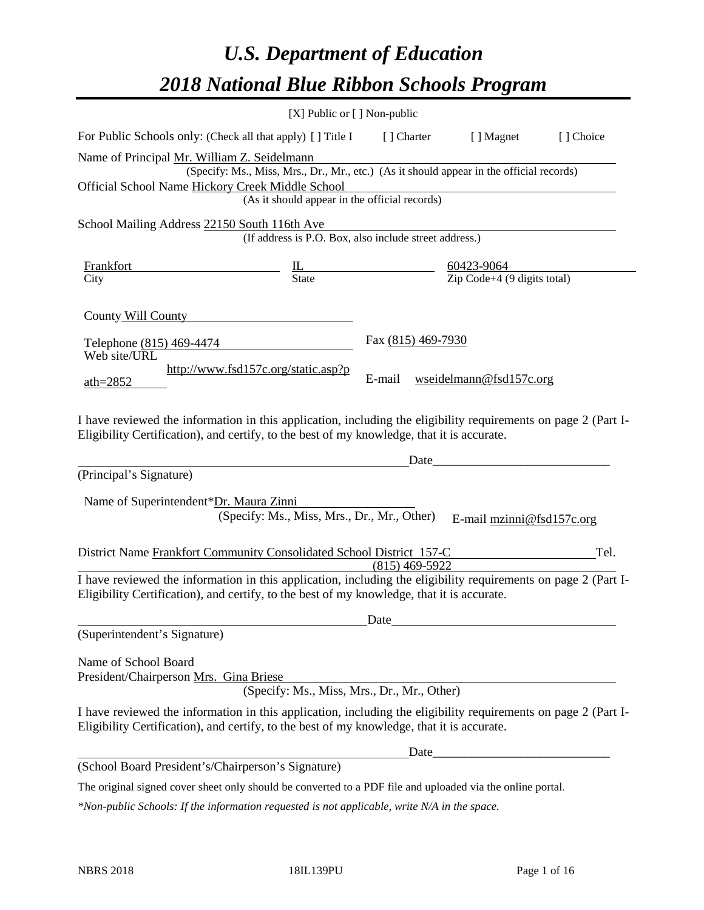# *U.S. Department of Education*

# *2018 National Blue Ribbon Schools Program*

[X] Public or [ ] Non-public

For Public Schools only: (Check all that apply) [ ] Title I [ ] Charter [ ] Magnet [ ] Choice

Name of Principal Mr. William Z. Seidelmann
(Specify: Ms., Miss, Mrs., Dr., Mr., etc.) (As it should appear in the official records)

Official School Name Hickory Creek Middle School
(As it should appear in the official records)

School Mailing Address 22150 South 116th Ave
(If address is P.O. Box, also include street address.)

| Frankfort | IL | 60423-9064 |
|---|---|---|
| City | State | Zip Code+4 (9 digits total) |

County Will County

Telephone (815) 469-4474 Fax (815) 469-7930

Web site/URL http://www.fsd157c.org/static.asp?path=2852 E-mail wseidelmann@fsd157c.org

I have reviewed the information in this application, including the eligibility requirements on page 2 (Part I-Eligibility Certification), and certify, to the best of my knowledge, that it is accurate.

_______________________________________ Date____________________________

(Principal's Signature)

Name of Superintendent*Dr. Maura Zinni
(Specify: Ms., Miss, Mrs., Dr., Mr., Other) E-mail mzinni@fsd157c.org

District Name Frankfort Community Consolidated School District 157-C Tel. (815) 469-5922

I have reviewed the information in this application, including the eligibility requirements on page 2 (Part I-Eligibility Certification), and certify, to the best of my knowledge, that it is accurate.

_______________________________________ Date____________________________

(Superintendent's Signature)

Name of School Board
President/Chairperson Mrs. Gina Briese
(Specify: Ms., Miss, Mrs., Dr., Mr., Other)

I have reviewed the information in this application, including the eligibility requirements on page 2 (Part I-Eligibility Certification), and certify, to the best of my knowledge, that it is accurate.

_______________________________________ Date____________________________

(School Board President's/Chairperson's Signature)

The original signed cover sheet only should be converted to a PDF file and uploaded via the online portal.

*\*Non-public Schools: If the information requested is not applicable, write N/A in the space.*

NBRS 2018 18IL139PU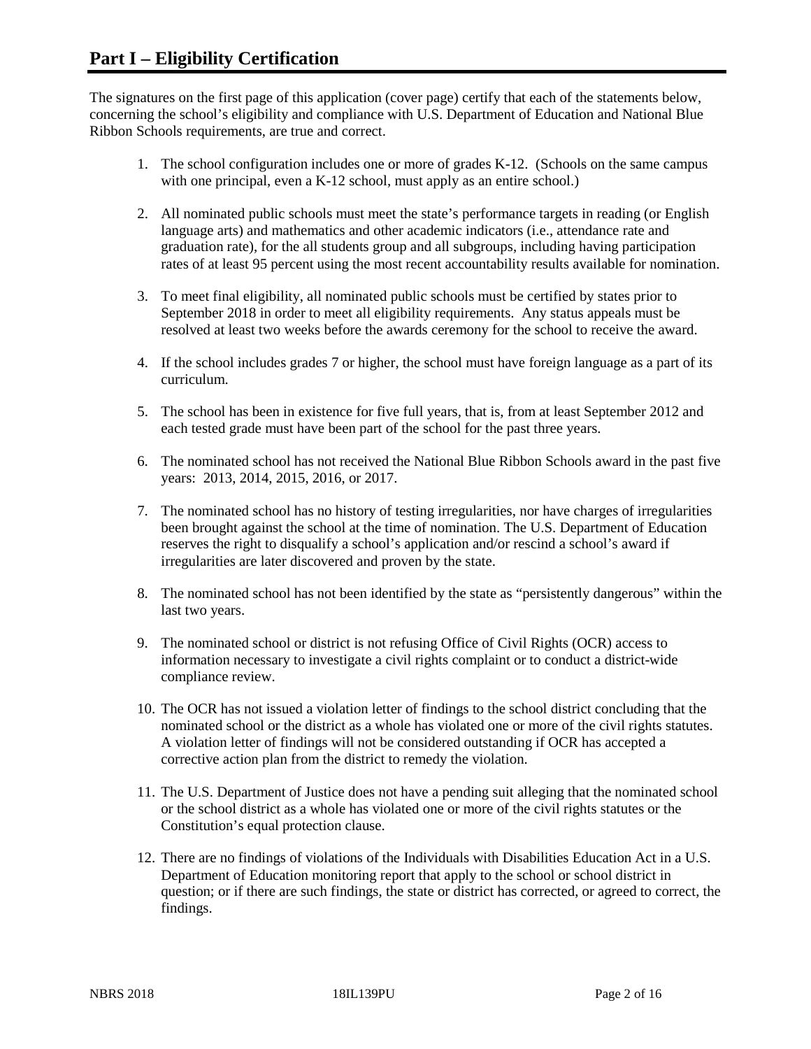# Part I – Eligibility Certification

The signatures on the first page of this application (cover page) certify that each of the statements below, concerning the school's eligibility and compliance with U.S. Department of Education and National Blue Ribbon Schools requirements, are true and correct.

1. The school configuration includes one or more of grades K-12. (Schools on the same campus with one principal, even a K-12 school, must apply as an entire school.)
2. All nominated public schools must meet the state's performance targets in reading (or English language arts) and mathematics and other academic indicators (i.e., attendance rate and graduation rate), for the all students group and all subgroups, including having participation rates of at least 95 percent using the most recent accountability results available for nomination.
3. To meet final eligibility, all nominated public schools must be certified by states prior to September 2018 in order to meet all eligibility requirements. Any status appeals must be resolved at least two weeks before the awards ceremony for the school to receive the award.
4. If the school includes grades 7 or higher, the school must have foreign language as a part of its curriculum.
5. The school has been in existence for five full years, that is, from at least September 2012 and each tested grade must have been part of the school for the past three years.
6. The nominated school has not received the National Blue Ribbon Schools award in the past five years: 2013, 2014, 2015, 2016, or 2017.
7. The nominated school has no history of testing irregularities, nor have charges of irregularities been brought against the school at the time of nomination. The U.S. Department of Education reserves the right to disqualify a school's application and/or rescind a school's award if irregularities are later discovered and proven by the state.
8. The nominated school has not been identified by the state as "persistently dangerous" within the last two years.
9. The nominated school or district is not refusing Office of Civil Rights (OCR) access to information necessary to investigate a civil rights complaint or to conduct a district-wide compliance review.
10. The OCR has not issued a violation letter of findings to the school district concluding that the nominated school or the district as a whole has violated one or more of the civil rights statutes. A violation letter of findings will not be considered outstanding if OCR has accepted a corrective action plan from the district to remedy the violation.
11. The U.S. Department of Justice does not have a pending suit alleging that the nominated school or the school district as a whole has violated one or more of the civil rights statutes or the Constitution's equal protection clause.
12. There are no findings of violations of the Individuals with Disabilities Education Act in a U.S. Department of Education monitoring report that apply to the school or school district in question; or if there are such findings, the state or district has corrected, or agreed to correct, the findings.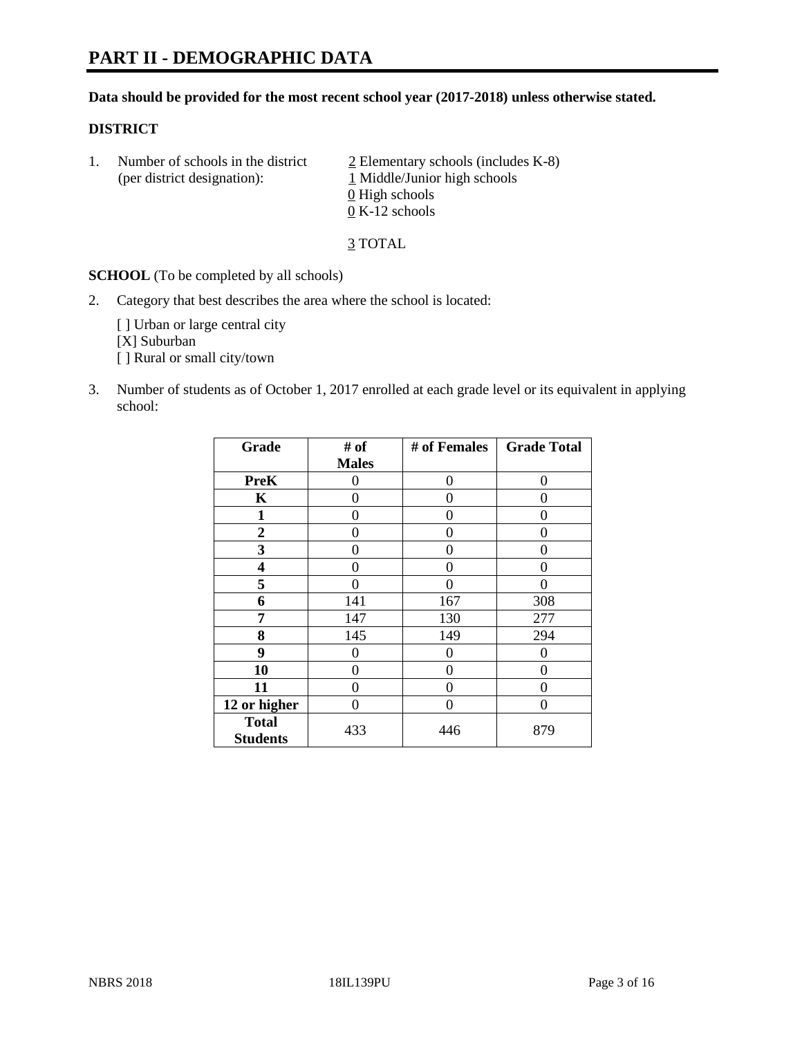# PART II - DEMOGRAPHIC DATA

**Data should be provided for the most recent school year (2017-2018) unless otherwise stated.**

**DISTRICT**

1. Number of schools in the district (per district designation):
   - 2 Elementary schools (includes K-8)
   - 1 Middle/Junior high schools
   - 0 High schools
   - 0 K-12 schools

   3 TOTAL

**SCHOOL** (To be completed by all schools)

2. Category that best describes the area where the school is located:

   [ ] Urban or large central city
   [X] Suburban
   [ ] Rural or small city/town

3. Number of students as of October 1, 2017 enrolled at each grade level or its equivalent in applying school:

| Grade | # of Males | # of Females | Grade Total |
|---|---|---|---|
| PreK | 0 | 0 | 0 |
| K | 0 | 0 | 0 |
| 1 | 0 | 0 | 0 |
| 2 | 0 | 0 | 0 |
| 3 | 0 | 0 | 0 |
| 4 | 0 | 0 | 0 |
| 5 | 0 | 0 | 0 |
| 6 | 141 | 167 | 308 |
| 7 | 147 | 130 | 277 |
| 8 | 145 | 149 | 294 |
| 9 | 0 | 0 | 0 |
| 10 | 0 | 0 | 0 |
| 11 | 0 | 0 | 0 |
| 12 or higher | 0 | 0 | 0 |
| Total Students | 433 | 446 | 879 |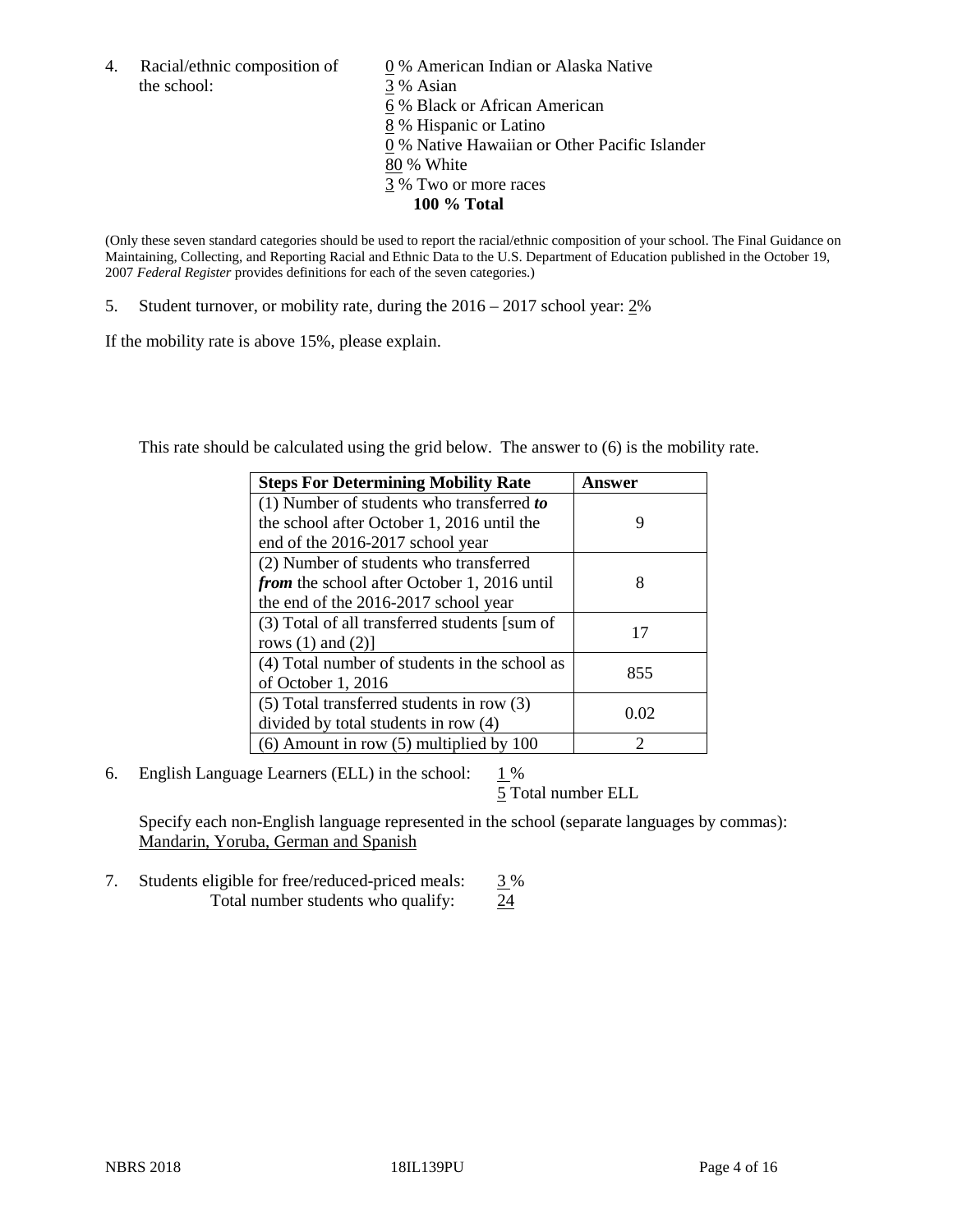4. Racial/ethnic composition of the school:

0 % American Indian or Alaska Native
3 % Asian
6 % Black or African American
8 % Hispanic or Latino
0 % Native Hawaiian or Other Pacific Islander
80 % White
3 % Two or more races
**100 % Total**

(Only these seven standard categories should be used to report the racial/ethnic composition of your school. The Final Guidance on Maintaining, Collecting, and Reporting Racial and Ethnic Data to the U.S. Department of Education published in the October 19, 2007 *Federal Register* provides definitions for each of the seven categories.)

5. Student turnover, or mobility rate, during the 2016 – 2017 school year: 2%

If the mobility rate is above 15%, please explain.

This rate should be calculated using the grid below. The answer to (6) is the mobility rate.

| Steps For Determining Mobility Rate | Answer |
|---|---|
| (1) Number of students who transferred ***to*** the school after October 1, 2016 until the end of the 2016-2017 school year | 9 |
| (2) Number of students who transferred ***from*** the school after October 1, 2016 until the end of the 2016-2017 school year | 8 |
| (3) Total of all transferred students [sum of rows (1) and (2)] | 17 |
| (4) Total number of students in the school as of October 1, 2016 | 855 |
| (5) Total transferred students in row (3) divided by total students in row (4) | 0.02 |
| (6) Amount in row (5) multiplied by 100 | 2 |

6. English Language Learners (ELL) in the school: 1 %
5 Total number ELL

Specify each non-English language represented in the school (separate languages by commas):
Mandarin, Yoruba, German and Spanish

7. Students eligible for free/reduced-priced meals: 3 %
Total number students who qualify: 24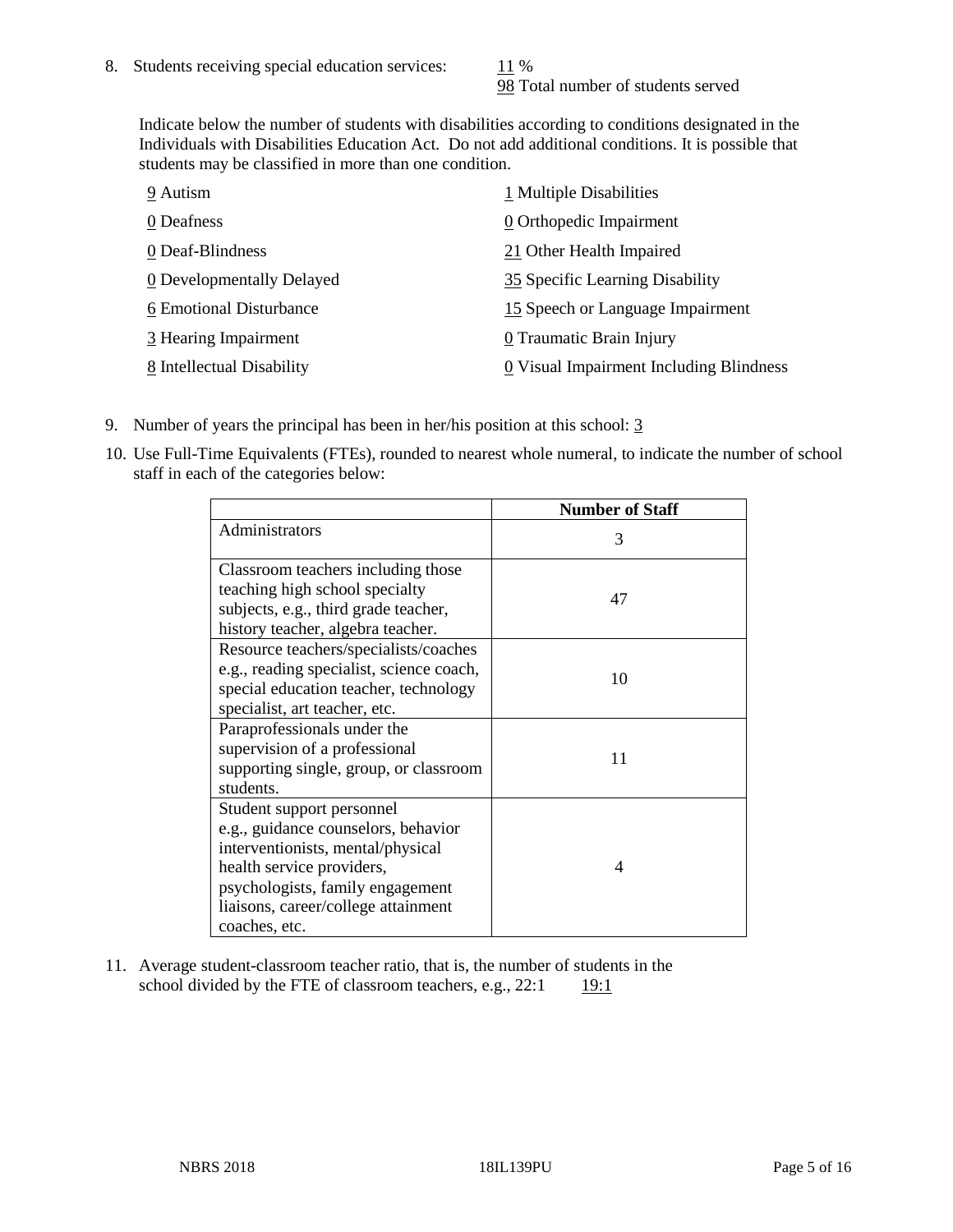8. Students receiving special education services: 11 %  
98 Total number of students served

Indicate below the number of students with disabilities according to conditions designated in the Individuals with Disabilities Education Act. Do not add additional conditions. It is possible that students may be classified in more than one condition.

9 Autism  
0 Deafness  
0 Deaf-Blindness  
0 Developmentally Delayed  
6 Emotional Disturbance  
3 Hearing Impairment  
8 Intellectual Disability  
1 Multiple Disabilities  
0 Orthopedic Impairment  
21 Other Health Impaired  
35 Specific Learning Disability  
15 Speech or Language Impairment  
0 Traumatic Brain Injury  
0 Visual Impairment Including Blindness

9. Number of years the principal has been in her/his position at this school: 3

10. Use Full-Time Equivalents (FTEs), rounded to nearest whole numeral, to indicate the number of school staff in each of the categories below:

| | Number of Staff |
|---|---|
| Administrators | 3 |
| Classroom teachers including those teaching high school specialty subjects, e.g., third grade teacher, history teacher, algebra teacher. | 47 |
| Resource teachers/specialists/coaches e.g., reading specialist, science coach, special education teacher, technology specialist, art teacher, etc. | 10 |
| Paraprofessionals under the supervision of a professional supporting single, group, or classroom students. | 11 |
| Student support personnel e.g., guidance counselors, behavior interventionists, mental/physical health service providers, psychologists, family engagement liaisons, career/college attainment coaches, etc. | 4 |

11. Average student-classroom teacher ratio, that is, the number of students in the school divided by the FTE of classroom teachers, e.g., 22:1 19:1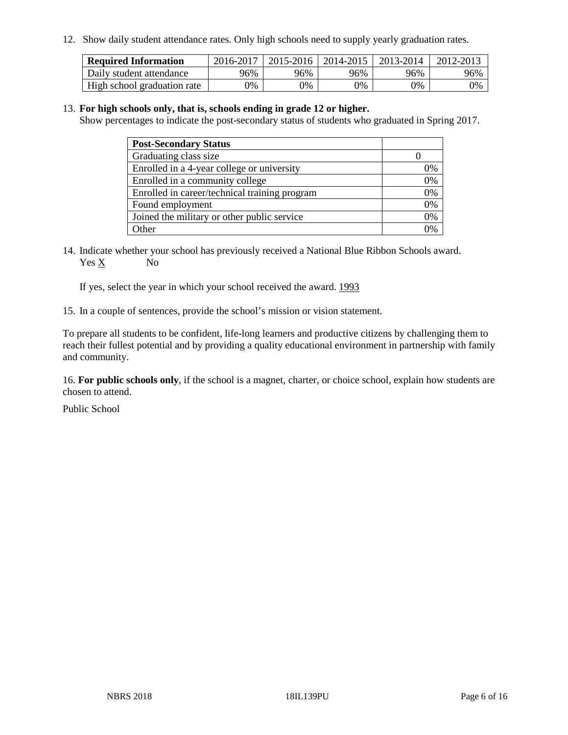12. Show daily student attendance rates. Only high schools need to supply yearly graduation rates.

| Required Information | 2016-2017 | 2015-2016 | 2014-2015 | 2013-2014 | 2012-2013 |
| --- | --- | --- | --- | --- | --- |
| Daily student attendance | 96% | 96% | 96% | 96% | 96% |
| High school graduation rate | 0% | 0% | 0% | 0% | 0% |

13. **For high schools only, that is, schools ending in grade 12 or higher.**
Show percentages to indicate the post-secondary status of students who graduated in Spring 2017.

| Post-Secondary Status | |
| --- | --- |
| Graduating class size | 0 |
| Enrolled in a 4-year college or university | 0% |
| Enrolled in a community college | 0% |
| Enrolled in career/technical training program | 0% |
| Found employment | 0% |
| Joined the military or other public service | 0% |
| Other | 0% |

14. Indicate whether your school has previously received a National Blue Ribbon Schools award.
Yes X No

If yes, select the year in which your school received the award. 1993

15. In a couple of sentences, provide the school's mission or vision statement.

To prepare all students to be confident, life-long learners and productive citizens by challenging them to reach their fullest potential and by providing a quality educational environment in partnership with family and community.

16. **For public schools only**, if the school is a magnet, charter, or choice school, explain how students are chosen to attend.

Public School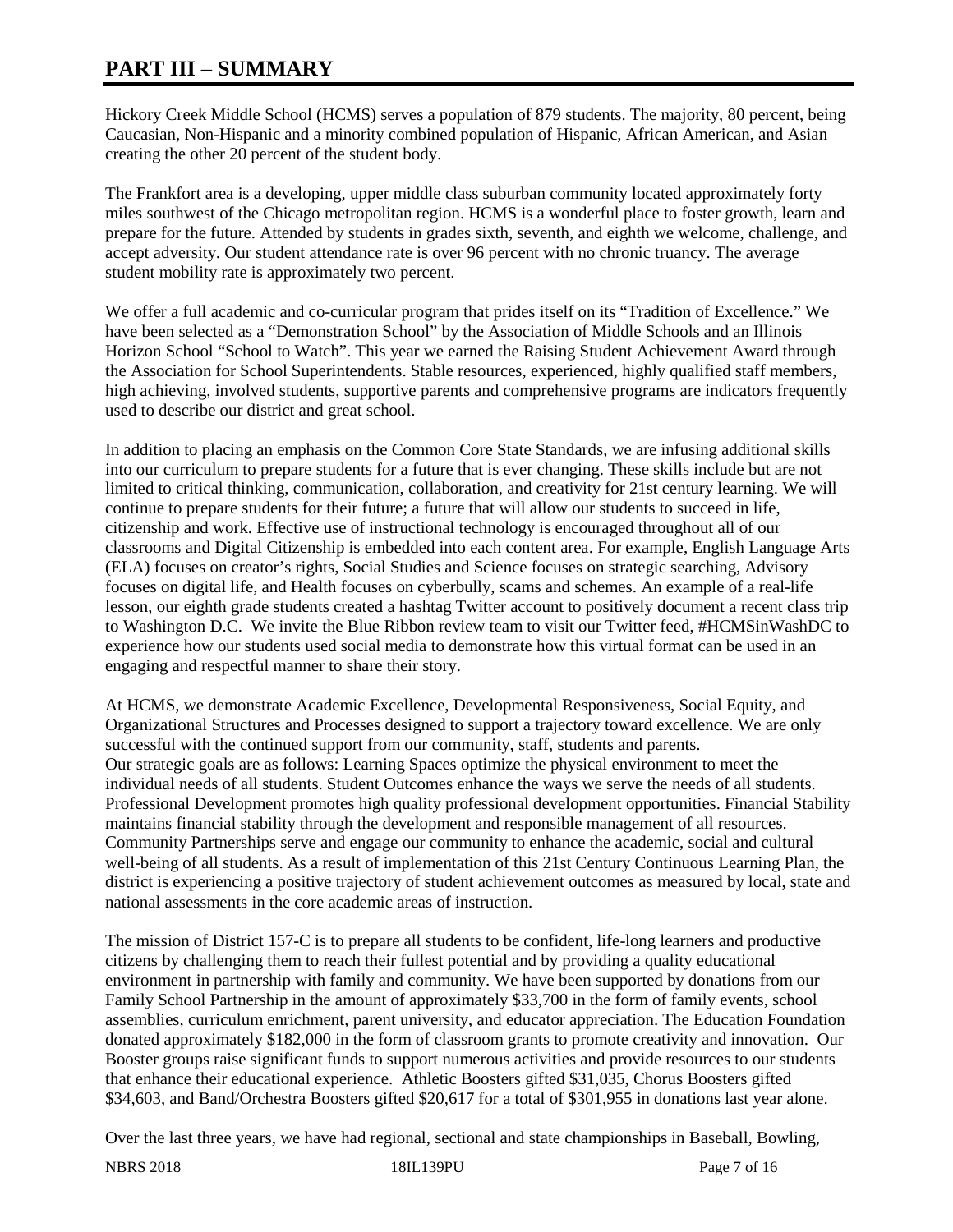# PART III – SUMMARY

Hickory Creek Middle School (HCMS) serves a population of 879 students. The majority, 80 percent, being Caucasian, Non-Hispanic and a minority combined population of Hispanic, African American, and Asian creating the other 20 percent of the student body.

The Frankfort area is a developing, upper middle class suburban community located approximately forty miles southwest of the Chicago metropolitan region. HCMS is a wonderful place to foster growth, learn and prepare for the future. Attended by students in grades sixth, seventh, and eighth we welcome, challenge, and accept adversity. Our student attendance rate is over 96 percent with no chronic truancy. The average student mobility rate is approximately two percent.

We offer a full academic and co-curricular program that prides itself on its "Tradition of Excellence." We have been selected as a "Demonstration School" by the Association of Middle Schools and an Illinois Horizon School "School to Watch". This year we earned the Raising Student Achievement Award through the Association for School Superintendents. Stable resources, experienced, highly qualified staff members, high achieving, involved students, supportive parents and comprehensive programs are indicators frequently used to describe our district and great school.

In addition to placing an emphasis on the Common Core State Standards, we are infusing additional skills into our curriculum to prepare students for a future that is ever changing. These skills include but are not limited to critical thinking, communication, collaboration, and creativity for 21st century learning. We will continue to prepare students for their future; a future that will allow our students to succeed in life, citizenship and work. Effective use of instructional technology is encouraged throughout all of our classrooms and Digital Citizenship is embedded into each content area. For example, English Language Arts (ELA) focuses on creator's rights, Social Studies and Science focuses on strategic searching, Advisory focuses on digital life, and Health focuses on cyberbully, scams and schemes. An example of a real-life lesson, our eighth grade students created a hashtag Twitter account to positively document a recent class trip to Washington D.C. We invite the Blue Ribbon review team to visit our Twitter feed, #HCMSinWashDC to experience how our students used social media to demonstrate how this virtual format can be used in an engaging and respectful manner to share their story.

At HCMS, we demonstrate Academic Excellence, Developmental Responsiveness, Social Equity, and Organizational Structures and Processes designed to support a trajectory toward excellence. We are only successful with the continued support from our community, staff, students and parents.
Our strategic goals are as follows: Learning Spaces optimize the physical environment to meet the individual needs of all students. Student Outcomes enhance the ways we serve the needs of all students. Professional Development promotes high quality professional development opportunities. Financial Stability maintains financial stability through the development and responsible management of all resources. Community Partnerships serve and engage our community to enhance the academic, social and cultural well-being of all students. As a result of implementation of this 21st Century Continuous Learning Plan, the district is experiencing a positive trajectory of student achievement outcomes as measured by local, state and national assessments in the core academic areas of instruction.

The mission of District 157-C is to prepare all students to be confident, life-long learners and productive citizens by challenging them to reach their fullest potential and by providing a quality educational environment in partnership with family and community. We have been supported by donations from our Family School Partnership in the amount of approximately $33,700 in the form of family events, school assemblies, curriculum enrichment, parent university, and educator appreciation. The Education Foundation donated approximately $182,000 in the form of classroom grants to promote creativity and innovation. Our Booster groups raise significant funds to support numerous activities and provide resources to our students that enhance their educational experience. Athletic Boosters gifted $31,035, Chorus Boosters gifted $34,603, and Band/Orchestra Boosters gifted $20,617 for a total of $301,955 in donations last year alone.

Over the last three years, we have had regional, sectional and state championships in Baseball, Bowling,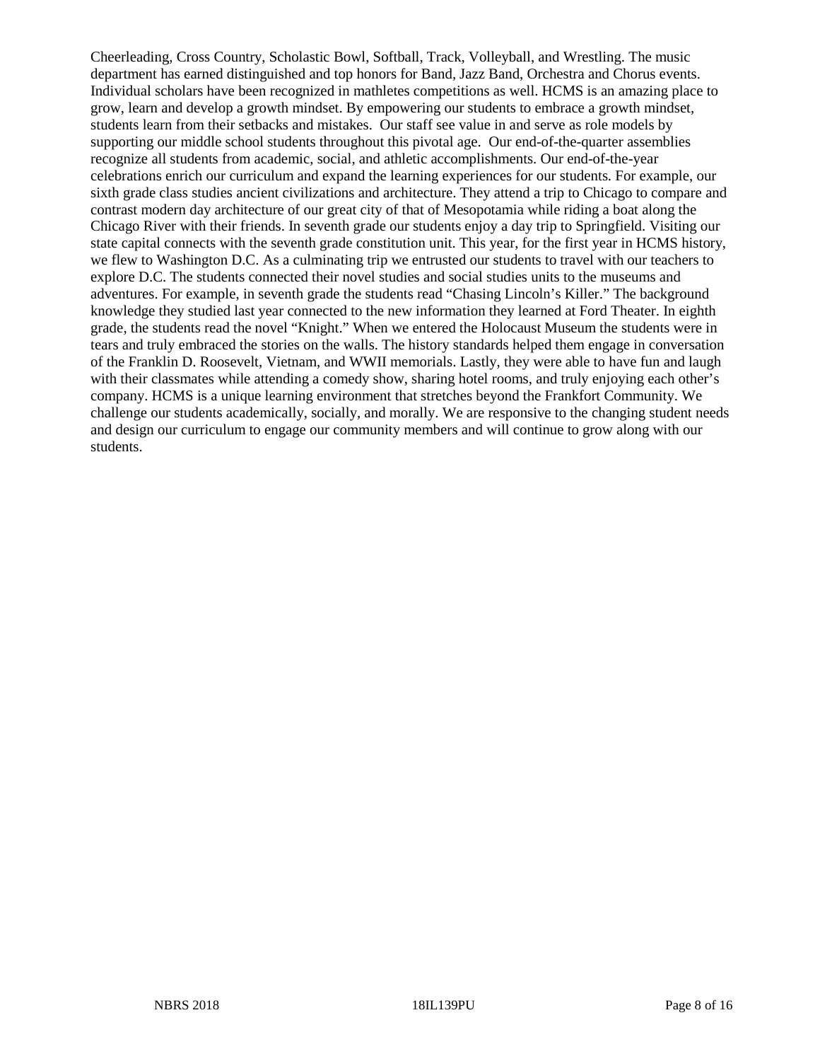Cheerleading, Cross Country, Scholastic Bowl, Softball, Track, Volleyball, and Wrestling. The music department has earned distinguished and top honors for Band, Jazz Band, Orchestra and Chorus events. Individual scholars have been recognized in mathletes competitions as well. HCMS is an amazing place to grow, learn and develop a growth mindset. By empowering our students to embrace a growth mindset, students learn from their setbacks and mistakes. Our staff see value in and serve as role models by supporting our middle school students throughout this pivotal age. Our end-of-the-quarter assemblies recognize all students from academic, social, and athletic accomplishments. Our end-of-the-year celebrations enrich our curriculum and expand the learning experiences for our students. For example, our sixth grade class studies ancient civilizations and architecture. They attend a trip to Chicago to compare and contrast modern day architecture of our great city of that of Mesopotamia while riding a boat along the Chicago River with their friends. In seventh grade our students enjoy a day trip to Springfield. Visiting our state capital connects with the seventh grade constitution unit. This year, for the first year in HCMS history, we flew to Washington D.C. As a culminating trip we entrusted our students to travel with our teachers to explore D.C. The students connected their novel studies and social studies units to the museums and adventures. For example, in seventh grade the students read “Chasing Lincoln’s Killer.” The background knowledge they studied last year connected to the new information they learned at Ford Theater. In eighth grade, the students read the novel “Knight.” When we entered the Holocaust Museum the students were in tears and truly embraced the stories on the walls. The history standards helped them engage in conversation of the Franklin D. Roosevelt, Vietnam, and WWII memorials. Lastly, they were able to have fun and laugh with their classmates while attending a comedy show, sharing hotel rooms, and truly enjoying each other’s company. HCMS is a unique learning environment that stretches beyond the Frankfort Community. We challenge our students academically, socially, and morally. We are responsive to the changing student needs and design our curriculum to engage our community members and will continue to grow along with our students.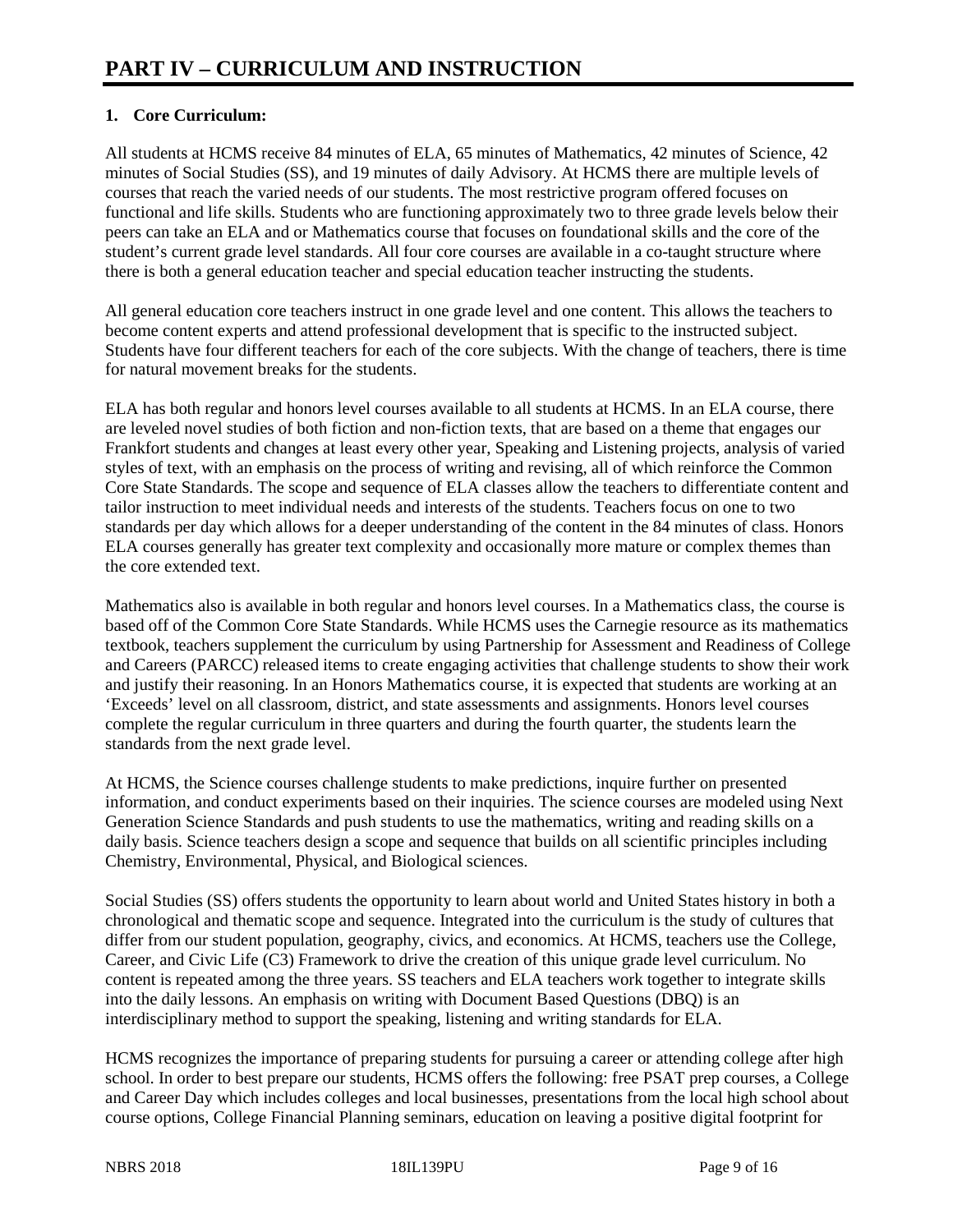# PART IV – CURRICULUM AND INSTRUCTION

**1. Core Curriculum:**

All students at HCMS receive 84 minutes of ELA, 65 minutes of Mathematics, 42 minutes of Science, 42 minutes of Social Studies (SS), and 19 minutes of daily Advisory. At HCMS there are multiple levels of courses that reach the varied needs of our students. The most restrictive program offered focuses on functional and life skills. Students who are functioning approximately two to three grade levels below their peers can take an ELA and or Mathematics course that focuses on foundational skills and the core of the student's current grade level standards. All four core courses are available in a co-taught structure where there is both a general education teacher and special education teacher instructing the students.

All general education core teachers instruct in one grade level and one content. This allows the teachers to become content experts and attend professional development that is specific to the instructed subject. Students have four different teachers for each of the core subjects. With the change of teachers, there is time for natural movement breaks for the students.

ELA has both regular and honors level courses available to all students at HCMS. In an ELA course, there are leveled novel studies of both fiction and non-fiction texts, that are based on a theme that engages our Frankfort students and changes at least every other year, Speaking and Listening projects, analysis of varied styles of text, with an emphasis on the process of writing and revising, all of which reinforce the Common Core State Standards. The scope and sequence of ELA classes allow the teachers to differentiate content and tailor instruction to meet individual needs and interests of the students. Teachers focus on one to two standards per day which allows for a deeper understanding of the content in the 84 minutes of class. Honors ELA courses generally has greater text complexity and occasionally more mature or complex themes than the core extended text.

Mathematics also is available in both regular and honors level courses. In a Mathematics class, the course is based off of the Common Core State Standards. While HCMS uses the Carnegie resource as its mathematics textbook, teachers supplement the curriculum by using Partnership for Assessment and Readiness of College and Careers (PARCC) released items to create engaging activities that challenge students to show their work and justify their reasoning. In an Honors Mathematics course, it is expected that students are working at an 'Exceeds' level on all classroom, district, and state assessments and assignments. Honors level courses complete the regular curriculum in three quarters and during the fourth quarter, the students learn the standards from the next grade level.

At HCMS, the Science courses challenge students to make predictions, inquire further on presented information, and conduct experiments based on their inquiries. The science courses are modeled using Next Generation Science Standards and push students to use the mathematics, writing and reading skills on a daily basis. Science teachers design a scope and sequence that builds on all scientific principles including Chemistry, Environmental, Physical, and Biological sciences.

Social Studies (SS) offers students the opportunity to learn about world and United States history in both a chronological and thematic scope and sequence. Integrated into the curriculum is the study of cultures that differ from our student population, geography, civics, and economics. At HCMS, teachers use the College, Career, and Civic Life (C3) Framework to drive the creation of this unique grade level curriculum. No content is repeated among the three years. SS teachers and ELA teachers work together to integrate skills into the daily lessons. An emphasis on writing with Document Based Questions (DBQ) is an interdisciplinary method to support the speaking, listening and writing standards for ELA.

HCMS recognizes the importance of preparing students for pursuing a career or attending college after high school. In order to best prepare our students, HCMS offers the following: free PSAT prep courses, a College and Career Day which includes colleges and local businesses, presentations from the local high school about course options, College Financial Planning seminars, education on leaving a positive digital footprint for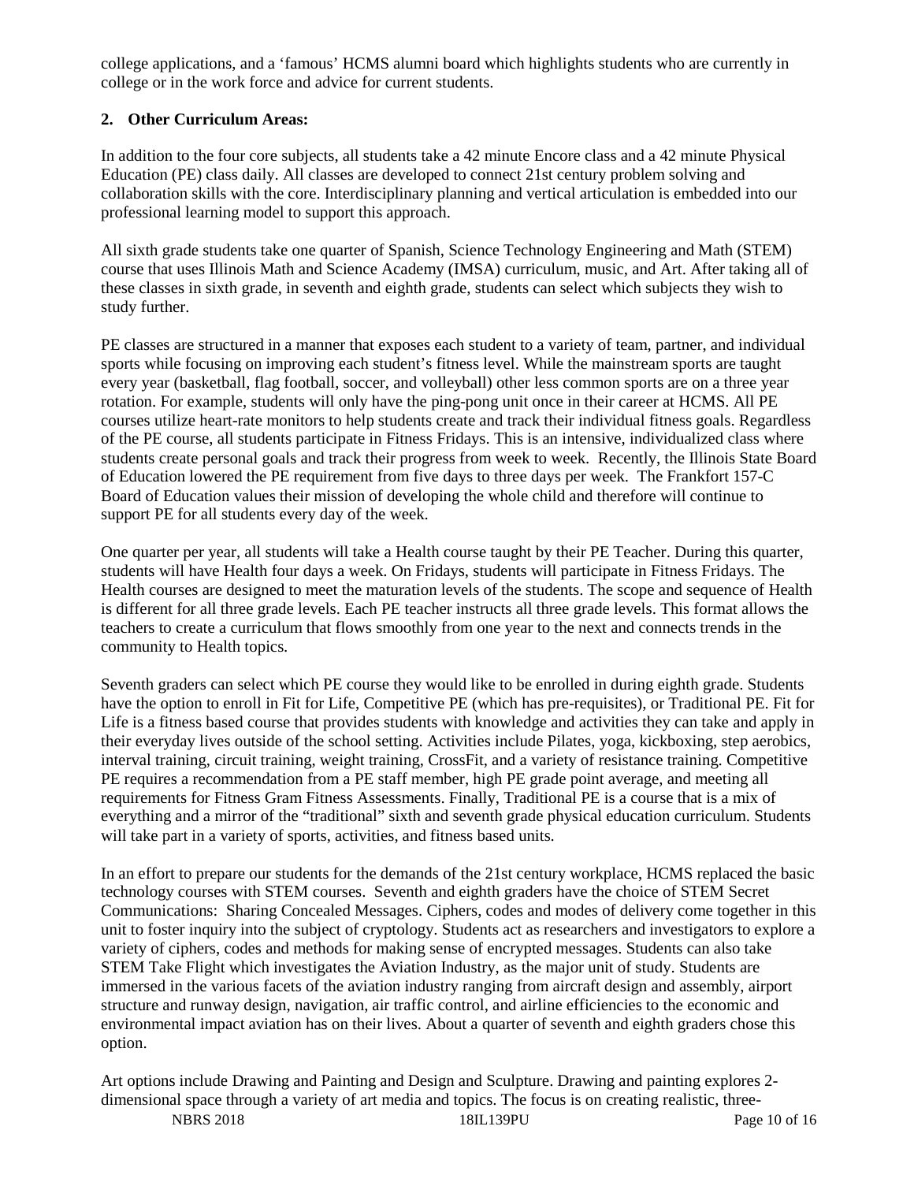college applications, and a 'famous' HCMS alumni board which highlights students who are currently in college or in the work force and advice for current students.

**2. Other Curriculum Areas:**

In addition to the four core subjects, all students take a 42 minute Encore class and a 42 minute Physical Education (PE) class daily. All classes are developed to connect 21st century problem solving and collaboration skills with the core. Interdisciplinary planning and vertical articulation is embedded into our professional learning model to support this approach.

All sixth grade students take one quarter of Spanish, Science Technology Engineering and Math (STEM) course that uses Illinois Math and Science Academy (IMSA) curriculum, music, and Art. After taking all of these classes in sixth grade, in seventh and eighth grade, students can select which subjects they wish to study further.

PE classes are structured in a manner that exposes each student to a variety of team, partner, and individual sports while focusing on improving each student's fitness level. While the mainstream sports are taught every year (basketball, flag football, soccer, and volleyball) other less common sports are on a three year rotation. For example, students will only have the ping-pong unit once in their career at HCMS. All PE courses utilize heart-rate monitors to help students create and track their individual fitness goals. Regardless of the PE course, all students participate in Fitness Fridays. This is an intensive, individualized class where students create personal goals and track their progress from week to week. Recently, the Illinois State Board of Education lowered the PE requirement from five days to three days per week. The Frankfort 157-C Board of Education values their mission of developing the whole child and therefore will continue to support PE for all students every day of the week.

One quarter per year, all students will take a Health course taught by their PE Teacher. During this quarter, students will have Health four days a week. On Fridays, students will participate in Fitness Fridays. The Health courses are designed to meet the maturation levels of the students. The scope and sequence of Health is different for all three grade levels. Each PE teacher instructs all three grade levels. This format allows the teachers to create a curriculum that flows smoothly from one year to the next and connects trends in the community to Health topics.

Seventh graders can select which PE course they would like to be enrolled in during eighth grade. Students have the option to enroll in Fit for Life, Competitive PE (which has pre-requisites), or Traditional PE. Fit for Life is a fitness based course that provides students with knowledge and activities they can take and apply in their everyday lives outside of the school setting. Activities include Pilates, yoga, kickboxing, step aerobics, interval training, circuit training, weight training, CrossFit, and a variety of resistance training. Competitive PE requires a recommendation from a PE staff member, high PE grade point average, and meeting all requirements for Fitness Gram Fitness Assessments. Finally, Traditional PE is a course that is a mix of everything and a mirror of the "traditional" sixth and seventh grade physical education curriculum. Students will take part in a variety of sports, activities, and fitness based units.

In an effort to prepare our students for the demands of the 21st century workplace, HCMS replaced the basic technology courses with STEM courses. Seventh and eighth graders have the choice of STEM Secret Communications: Sharing Concealed Messages. Ciphers, codes and modes of delivery come together in this unit to foster inquiry into the subject of cryptology. Students act as researchers and investigators to explore a variety of ciphers, codes and methods for making sense of encrypted messages. Students can also take STEM Take Flight which investigates the Aviation Industry, as the major unit of study. Students are immersed in the various facets of the aviation industry ranging from aircraft design and assembly, airport structure and runway design, navigation, air traffic control, and airline efficiencies to the economic and environmental impact aviation has on their lives. About a quarter of seventh and eighth graders chose this option.

Art options include Drawing and Painting and Design and Sculpture. Drawing and painting explores 2-dimensional space through a variety of art media and topics. The focus is on creating realistic, three-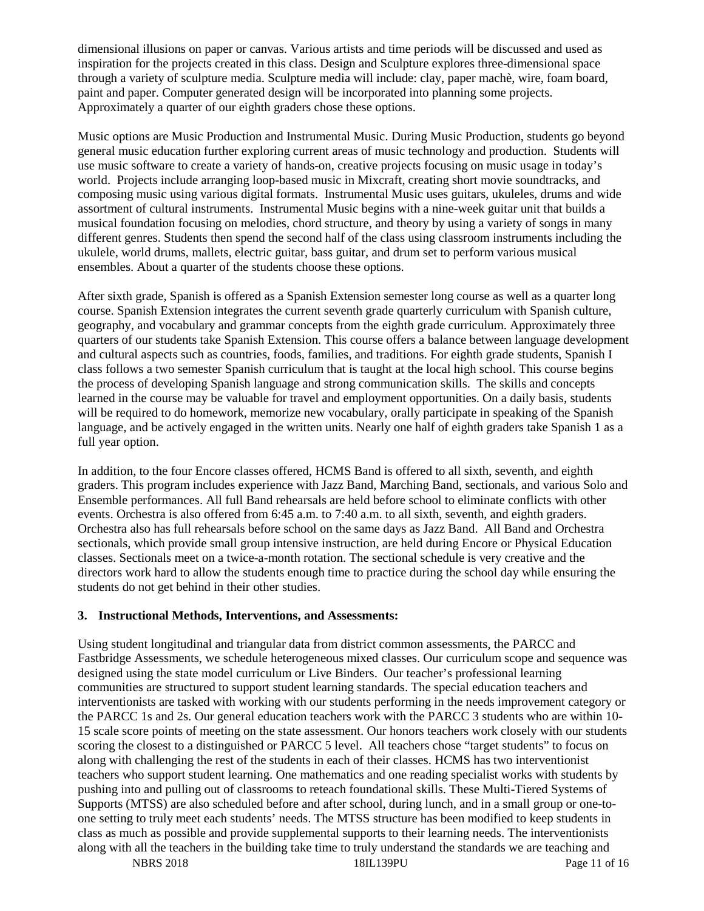dimensional illusions on paper or canvas. Various artists and time periods will be discussed and used as inspiration for the projects created in this class. Design and Sculpture explores three-dimensional space through a variety of sculpture media. Sculpture media will include: clay, paper machè, wire, foam board, paint and paper. Computer generated design will be incorporated into planning some projects. Approximately a quarter of our eighth graders chose these options.

Music options are Music Production and Instrumental Music. During Music Production, students go beyond general music education further exploring current areas of music technology and production. Students will use music software to create a variety of hands-on, creative projects focusing on music usage in today's world. Projects include arranging loop-based music in Mixcraft, creating short movie soundtracks, and composing music using various digital formats. Instrumental Music uses guitars, ukuleles, drums and wide assortment of cultural instruments. Instrumental Music begins with a nine-week guitar unit that builds a musical foundation focusing on melodies, chord structure, and theory by using a variety of songs in many different genres. Students then spend the second half of the class using classroom instruments including the ukulele, world drums, mallets, electric guitar, bass guitar, and drum set to perform various musical ensembles. About a quarter of the students choose these options.

After sixth grade, Spanish is offered as a Spanish Extension semester long course as well as a quarter long course. Spanish Extension integrates the current seventh grade quarterly curriculum with Spanish culture, geography, and vocabulary and grammar concepts from the eighth grade curriculum. Approximately three quarters of our students take Spanish Extension. This course offers a balance between language development and cultural aspects such as countries, foods, families, and traditions. For eighth grade students, Spanish I class follows a two semester Spanish curriculum that is taught at the local high school. This course begins the process of developing Spanish language and strong communication skills. The skills and concepts learned in the course may be valuable for travel and employment opportunities. On a daily basis, students will be required to do homework, memorize new vocabulary, orally participate in speaking of the Spanish language, and be actively engaged in the written units. Nearly one half of eighth graders take Spanish 1 as a full year option.

In addition, to the four Encore classes offered, HCMS Band is offered to all sixth, seventh, and eighth graders. This program includes experience with Jazz Band, Marching Band, sectionals, and various Solo and Ensemble performances. All full Band rehearsals are held before school to eliminate conflicts with other events. Orchestra is also offered from 6:45 a.m. to 7:40 a.m. to all sixth, seventh, and eighth graders. Orchestra also has full rehearsals before school on the same days as Jazz Band. All Band and Orchestra sectionals, which provide small group intensive instruction, are held during Encore or Physical Education classes. Sectionals meet on a twice-a-month rotation. The sectional schedule is very creative and the directors work hard to allow the students enough time to practice during the school day while ensuring the students do not get behind in their other studies.

**3. Instructional Methods, Interventions, and Assessments:**

Using student longitudinal and triangular data from district common assessments, the PARCC and Fastbridge Assessments, we schedule heterogeneous mixed classes. Our curriculum scope and sequence was designed using the state model curriculum or Live Binders. Our teacher's professional learning communities are structured to support student learning standards. The special education teachers and interventionists are tasked with working with our students performing in the needs improvement category or the PARCC 1s and 2s. Our general education teachers work with the PARCC 3 students who are within 10-15 scale score points of meeting on the state assessment. Our honors teachers work closely with our students scoring the closest to a distinguished or PARCC 5 level. All teachers chose "target students" to focus on along with challenging the rest of the students in each of their classes. HCMS has two interventionist teachers who support student learning. One mathematics and one reading specialist works with students by pushing into and pulling out of classrooms to reteach foundational skills. These Multi-Tiered Systems of Supports (MTSS) are also scheduled before and after school, during lunch, and in a small group or one-to-one setting to truly meet each students' needs. The MTSS structure has been modified to keep students in class as much as possible and provide supplemental supports to their learning needs. The interventionists along with all the teachers in the building take time to truly understand the standards we are teaching and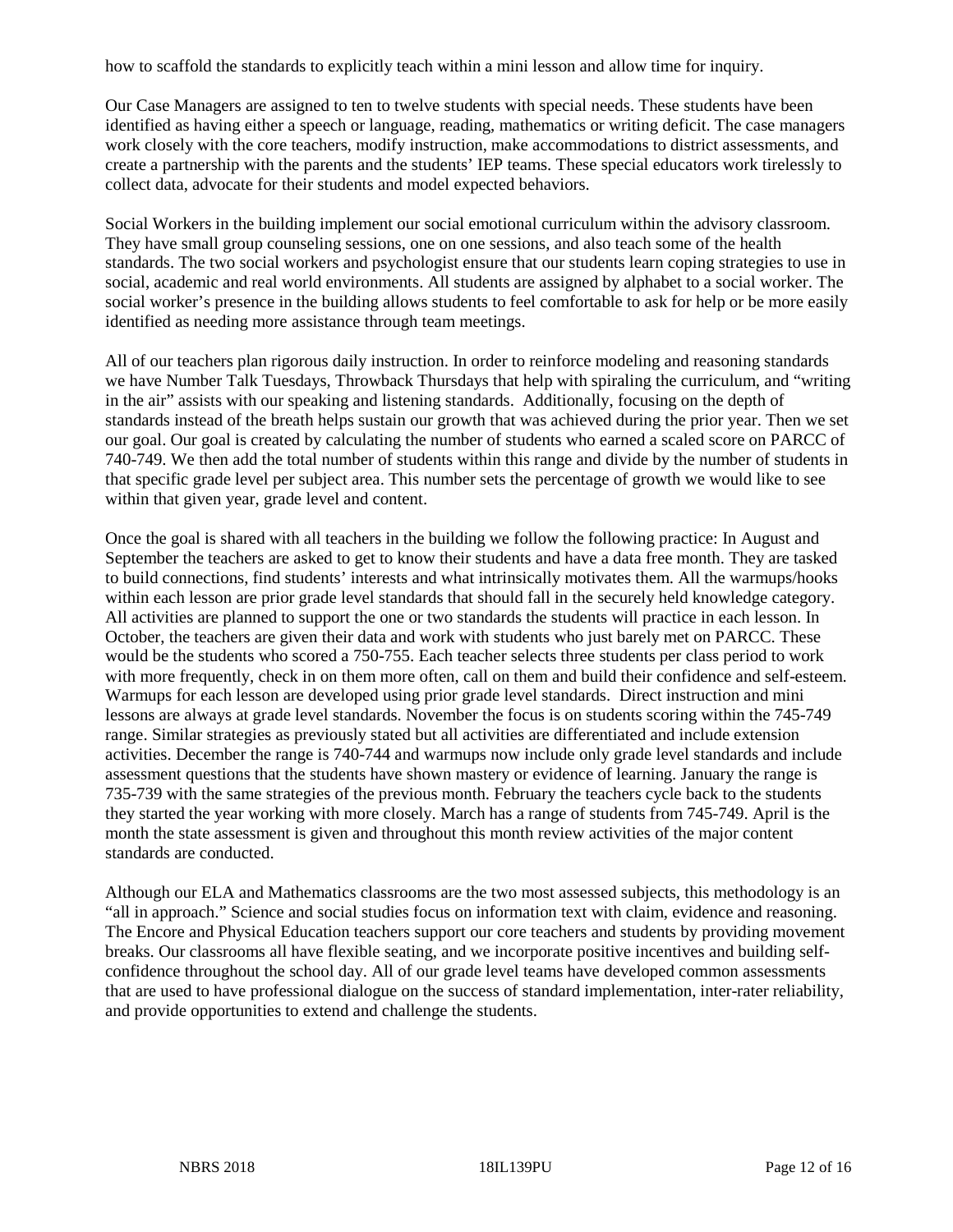how to scaffold the standards to explicitly teach within a mini lesson and allow time for inquiry.

Our Case Managers are assigned to ten to twelve students with special needs. These students have been identified as having either a speech or language, reading, mathematics or writing deficit. The case managers work closely with the core teachers, modify instruction, make accommodations to district assessments, and create a partnership with the parents and the students' IEP teams. These special educators work tirelessly to collect data, advocate for their students and model expected behaviors.

Social Workers in the building implement our social emotional curriculum within the advisory classroom. They have small group counseling sessions, one on one sessions, and also teach some of the health standards. The two social workers and psychologist ensure that our students learn coping strategies to use in social, academic and real world environments. All students are assigned by alphabet to a social worker. The social worker's presence in the building allows students to feel comfortable to ask for help or be more easily identified as needing more assistance through team meetings.

All of our teachers plan rigorous daily instruction. In order to reinforce modeling and reasoning standards we have Number Talk Tuesdays, Throwback Thursdays that help with spiraling the curriculum, and "writing in the air" assists with our speaking and listening standards. Additionally, focusing on the depth of standards instead of the breath helps sustain our growth that was achieved during the prior year. Then we set our goal. Our goal is created by calculating the number of students who earned a scaled score on PARCC of 740-749. We then add the total number of students within this range and divide by the number of students in that specific grade level per subject area. This number sets the percentage of growth we would like to see within that given year, grade level and content.

Once the goal is shared with all teachers in the building we follow the following practice: In August and September the teachers are asked to get to know their students and have a data free month. They are tasked to build connections, find students' interests and what intrinsically motivates them. All the warmups/hooks within each lesson are prior grade level standards that should fall in the securely held knowledge category. All activities are planned to support the one or two standards the students will practice in each lesson. In October, the teachers are given their data and work with students who just barely met on PARCC. These would be the students who scored a 750-755. Each teacher selects three students per class period to work with more frequently, check in on them more often, call on them and build their confidence and self-esteem. Warmups for each lesson are developed using prior grade level standards. Direct instruction and mini lessons are always at grade level standards. November the focus is on students scoring within the 745-749 range. Similar strategies as previously stated but all activities are differentiated and include extension activities. December the range is 740-744 and warmups now include only grade level standards and include assessment questions that the students have shown mastery or evidence of learning. January the range is 735-739 with the same strategies of the previous month. February the teachers cycle back to the students they started the year working with more closely. March has a range of students from 745-749. April is the month the state assessment is given and throughout this month review activities of the major content standards are conducted.

Although our ELA and Mathematics classrooms are the two most assessed subjects, this methodology is an "all in approach." Science and social studies focus on information text with claim, evidence and reasoning. The Encore and Physical Education teachers support our core teachers and students by providing movement breaks. Our classrooms all have flexible seating, and we incorporate positive incentives and building self-confidence throughout the school day. All of our grade level teams have developed common assessments that are used to have professional dialogue on the success of standard implementation, inter-rater reliability, and provide opportunities to extend and challenge the students.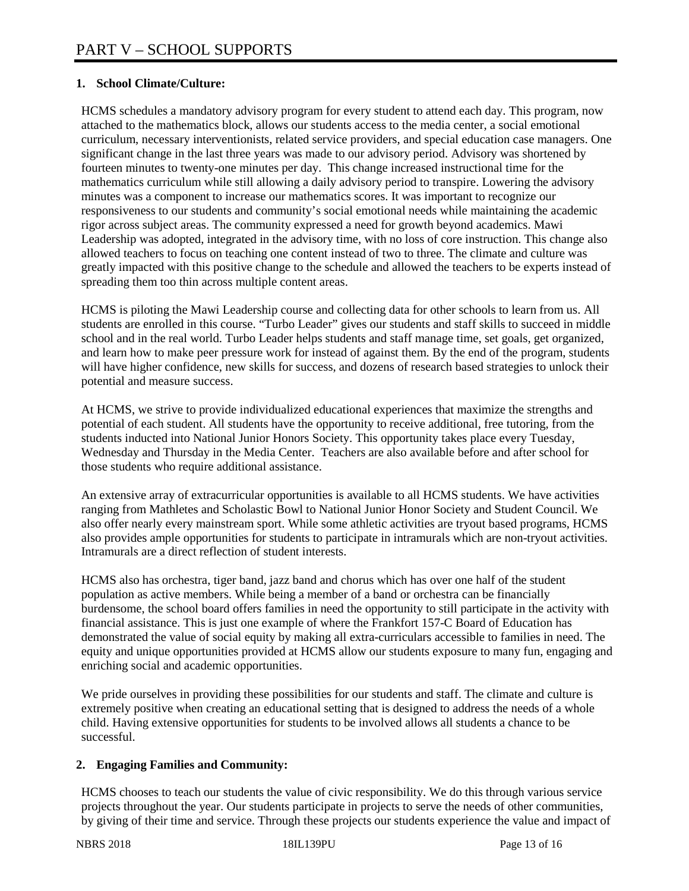# PART V – SCHOOL SUPPORTS

## 1. School Climate/Culture:

HCMS schedules a mandatory advisory program for every student to attend each day. This program, now attached to the mathematics block, allows our students access to the media center, a social emotional curriculum, necessary interventionists, related service providers, and special education case managers. One significant change in the last three years was made to our advisory period. Advisory was shortened by fourteen minutes to twenty-one minutes per day. This change increased instructional time for the mathematics curriculum while still allowing a daily advisory period to transpire. Lowering the advisory minutes was a component to increase our mathematics scores. It was important to recognize our responsiveness to our students and community's social emotional needs while maintaining the academic rigor across subject areas. The community expressed a need for growth beyond academics. Mawi Leadership was adopted, integrated in the advisory time, with no loss of core instruction. This change also allowed teachers to focus on teaching one content instead of two to three. The climate and culture was greatly impacted with this positive change to the schedule and allowed the teachers to be experts instead of spreading them too thin across multiple content areas.

HCMS is piloting the Mawi Leadership course and collecting data for other schools to learn from us. All students are enrolled in this course. "Turbo Leader" gives our students and staff skills to succeed in middle school and in the real world. Turbo Leader helps students and staff manage time, set goals, get organized, and learn how to make peer pressure work for instead of against them. By the end of the program, students will have higher confidence, new skills for success, and dozens of research based strategies to unlock their potential and measure success.

At HCMS, we strive to provide individualized educational experiences that maximize the strengths and potential of each student. All students have the opportunity to receive additional, free tutoring, from the students inducted into National Junior Honors Society. This opportunity takes place every Tuesday, Wednesday and Thursday in the Media Center. Teachers are also available before and after school for those students who require additional assistance.

An extensive array of extracurricular opportunities is available to all HCMS students. We have activities ranging from Mathletes and Scholastic Bowl to National Junior Honor Society and Student Council. We also offer nearly every mainstream sport. While some athletic activities are tryout based programs, HCMS also provides ample opportunities for students to participate in intramurals which are non-tryout activities. Intramurals are a direct reflection of student interests.

HCMS also has orchestra, tiger band, jazz band and chorus which has over one half of the student population as active members. While being a member of a band or orchestra can be financially burdensome, the school board offers families in need the opportunity to still participate in the activity with financial assistance. This is just one example of where the Frankfort 157-C Board of Education has demonstrated the value of social equity by making all extra-curriculars accessible to families in need. The equity and unique opportunities provided at HCMS allow our students exposure to many fun, engaging and enriching social and academic opportunities.

We pride ourselves in providing these possibilities for our students and staff. The climate and culture is extremely positive when creating an educational setting that is designed to address the needs of a whole child. Having extensive opportunities for students to be involved allows all students a chance to be successful.

## 2. Engaging Families and Community:

HCMS chooses to teach our students the value of civic responsibility. We do this through various service projects throughout the year. Our students participate in projects to serve the needs of other communities, by giving of their time and service. Through these projects our students experience the value and impact of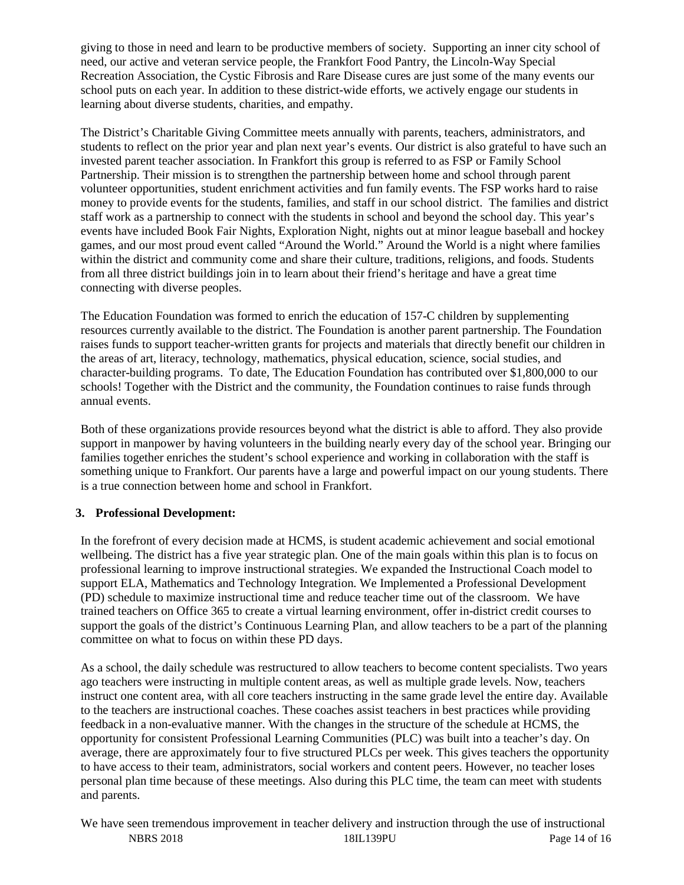giving to those in need and learn to be productive members of society. Supporting an inner city school of need, our active and veteran service people, the Frankfort Food Pantry, the Lincoln-Way Special Recreation Association, the Cystic Fibrosis and Rare Disease cures are just some of the many events our school puts on each year. In addition to these district-wide efforts, we actively engage our students in learning about diverse students, charities, and empathy.

The District's Charitable Giving Committee meets annually with parents, teachers, administrators, and students to reflect on the prior year and plan next year's events. Our district is also grateful to have such an invested parent teacher association. In Frankfort this group is referred to as FSP or Family School Partnership. Their mission is to strengthen the partnership between home and school through parent volunteer opportunities, student enrichment activities and fun family events. The FSP works hard to raise money to provide events for the students, families, and staff in our school district. The families and district staff work as a partnership to connect with the students in school and beyond the school day. This year's events have included Book Fair Nights, Exploration Night, nights out at minor league baseball and hockey games, and our most proud event called "Around the World." Around the World is a night where families within the district and community come and share their culture, traditions, religions, and foods. Students from all three district buildings join in to learn about their friend's heritage and have a great time connecting with diverse peoples.

The Education Foundation was formed to enrich the education of 157-C children by supplementing resources currently available to the district. The Foundation is another parent partnership. The Foundation raises funds to support teacher-written grants for projects and materials that directly benefit our children in the areas of art, literacy, technology, mathematics, physical education, science, social studies, and character-building programs. To date, The Education Foundation has contributed over $1,800,000 to our schools! Together with the District and the community, the Foundation continues to raise funds through annual events.

Both of these organizations provide resources beyond what the district is able to afford. They also provide support in manpower by having volunteers in the building nearly every day of the school year. Bringing our families together enriches the student's school experience and working in collaboration with the staff is something unique to Frankfort. Our parents have a large and powerful impact on our young students. There is a true connection between home and school in Frankfort.

### 3. Professional Development:

In the forefront of every decision made at HCMS, is student academic achievement and social emotional wellbeing. The district has a five year strategic plan. One of the main goals within this plan is to focus on professional learning to improve instructional strategies. We expanded the Instructional Coach model to support ELA, Mathematics and Technology Integration. We Implemented a Professional Development (PD) schedule to maximize instructional time and reduce teacher time out of the classroom. We have trained teachers on Office 365 to create a virtual learning environment, offer in-district credit courses to support the goals of the district's Continuous Learning Plan, and allow teachers to be a part of the planning committee on what to focus on within these PD days.

As a school, the daily schedule was restructured to allow teachers to become content specialists. Two years ago teachers were instructing in multiple content areas, as well as multiple grade levels. Now, teachers instruct one content area, with all core teachers instructing in the same grade level the entire day. Available to the teachers are instructional coaches. These coaches assist teachers in best practices while providing feedback in a non-evaluative manner. With the changes in the structure of the schedule at HCMS, the opportunity for consistent Professional Learning Communities (PLC) was built into a teacher's day. On average, there are approximately four to five structured PLCs per week. This gives teachers the opportunity to have access to their team, administrators, social workers and content peers. However, no teacher loses personal plan time because of these meetings. Also during this PLC time, the team can meet with students and parents.

We have seen tremendous improvement in teacher delivery and instruction through the use of instructional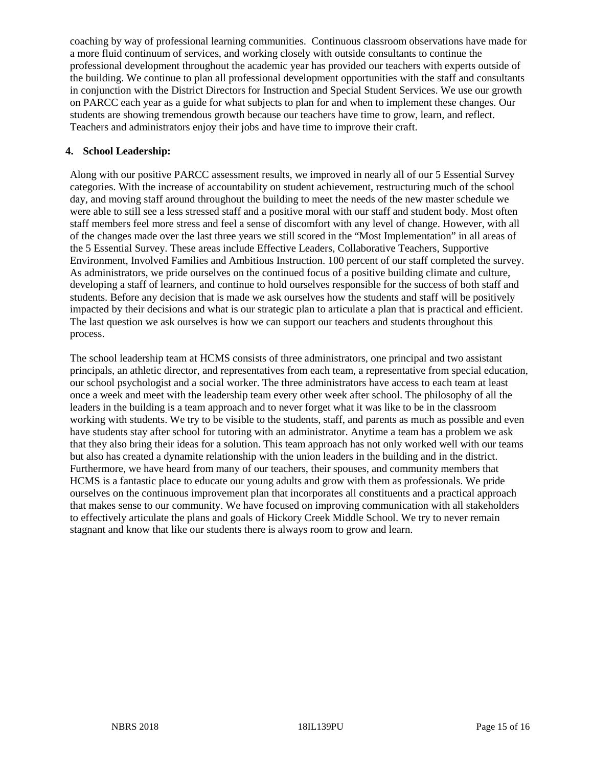coaching by way of professional learning communities. Continuous classroom observations have made for a more fluid continuum of services, and working closely with outside consultants to continue the professional development throughout the academic year has provided our teachers with experts outside of the building. We continue to plan all professional development opportunities with the staff and consultants in conjunction with the District Directors for Instruction and Special Student Services. We use our growth on PARCC each year as a guide for what subjects to plan for and when to implement these changes. Our students are showing tremendous growth because our teachers have time to grow, learn, and reflect. Teachers and administrators enjoy their jobs and have time to improve their craft.

**4. School Leadership:**

Along with our positive PARCC assessment results, we improved in nearly all of our 5 Essential Survey categories. With the increase of accountability on student achievement, restructuring much of the school day, and moving staff around throughout the building to meet the needs of the new master schedule we were able to still see a less stressed staff and a positive moral with our staff and student body. Most often staff members feel more stress and feel a sense of discomfort with any level of change. However, with all of the changes made over the last three years we still scored in the "Most Implementation" in all areas of the 5 Essential Survey. These areas include Effective Leaders, Collaborative Teachers, Supportive Environment, Involved Families and Ambitious Instruction. 100 percent of our staff completed the survey. As administrators, we pride ourselves on the continued focus of a positive building climate and culture, developing a staff of learners, and continue to hold ourselves responsible for the success of both staff and students. Before any decision that is made we ask ourselves how the students and staff will be positively impacted by their decisions and what is our strategic plan to articulate a plan that is practical and efficient. The last question we ask ourselves is how we can support our teachers and students throughout this process.

The school leadership team at HCMS consists of three administrators, one principal and two assistant principals, an athletic director, and representatives from each team, a representative from special education, our school psychologist and a social worker. The three administrators have access to each team at least once a week and meet with the leadership team every other week after school. The philosophy of all the leaders in the building is a team approach and to never forget what it was like to be in the classroom working with students. We try to be visible to the students, staff, and parents as much as possible and even have students stay after school for tutoring with an administrator. Anytime a team has a problem we ask that they also bring their ideas for a solution. This team approach has not only worked well with our teams but also has created a dynamite relationship with the union leaders in the building and in the district. Furthermore, we have heard from many of our teachers, their spouses, and community members that HCMS is a fantastic place to educate our young adults and grow with them as professionals. We pride ourselves on the continuous improvement plan that incorporates all constituents and a practical approach that makes sense to our community. We have focused on improving communication with all stakeholders to effectively articulate the plans and goals of Hickory Creek Middle School. We try to never remain stagnant and know that like our students there is always room to grow and learn.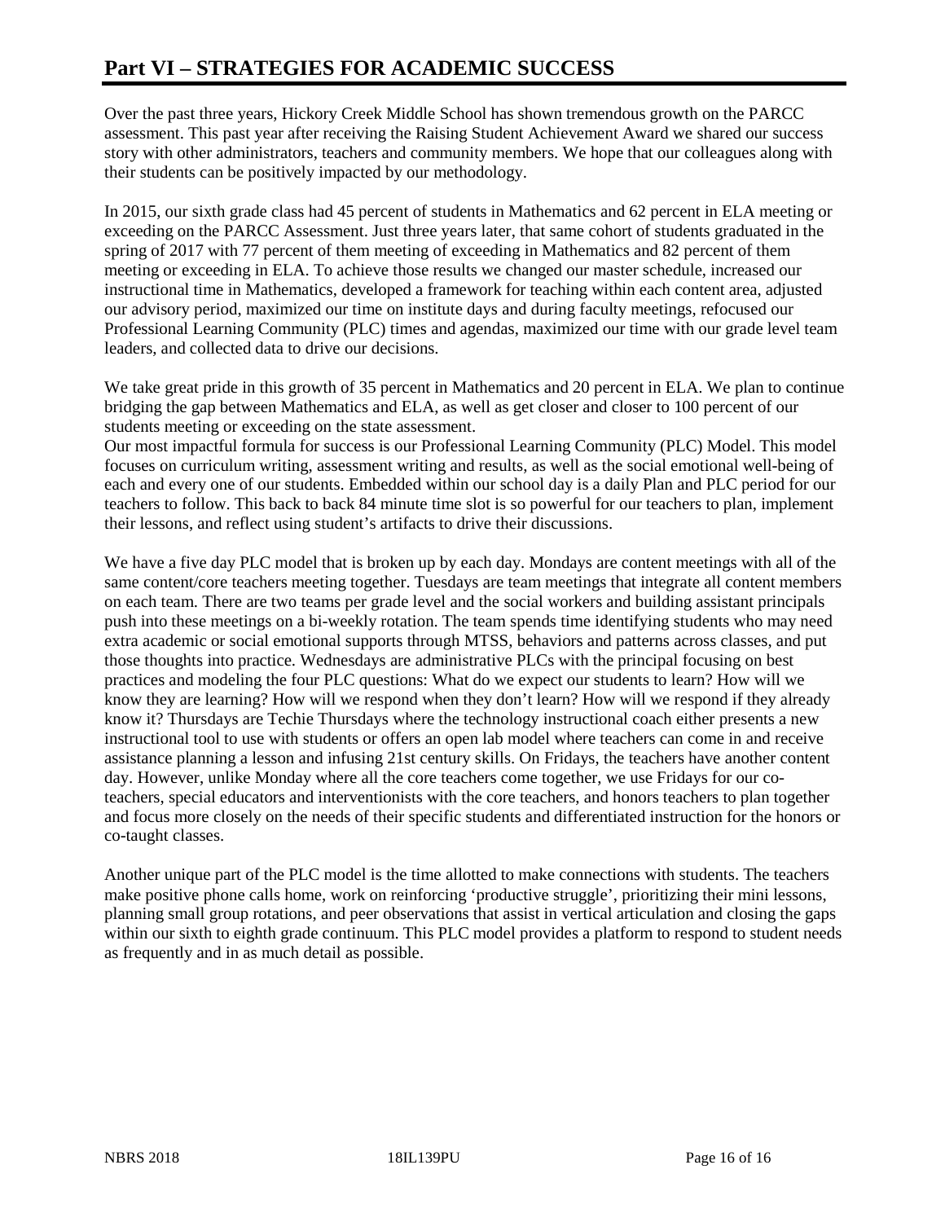# Part VI – STRATEGIES FOR ACADEMIC SUCCESS

Over the past three years, Hickory Creek Middle School has shown tremendous growth on the PARCC assessment. This past year after receiving the Raising Student Achievement Award we shared our success story with other administrators, teachers and community members. We hope that our colleagues along with their students can be positively impacted by our methodology.

In 2015, our sixth grade class had 45 percent of students in Mathematics and 62 percent in ELA meeting or exceeding on the PARCC Assessment. Just three years later, that same cohort of students graduated in the spring of 2017 with 77 percent of them meeting of exceeding in Mathematics and 82 percent of them meeting or exceeding in ELA. To achieve those results we changed our master schedule, increased our instructional time in Mathematics, developed a framework for teaching within each content area, adjusted our advisory period, maximized our time on institute days and during faculty meetings, refocused our Professional Learning Community (PLC) times and agendas, maximized our time with our grade level team leaders, and collected data to drive our decisions.

We take great pride in this growth of 35 percent in Mathematics and 20 percent in ELA. We plan to continue bridging the gap between Mathematics and ELA, as well as get closer and closer to 100 percent of our students meeting or exceeding on the state assessment.
Our most impactful formula for success is our Professional Learning Community (PLC) Model. This model focuses on curriculum writing, assessment writing and results, as well as the social emotional well-being of each and every one of our students. Embedded within our school day is a daily Plan and PLC period for our teachers to follow. This back to back 84 minute time slot is so powerful for our teachers to plan, implement their lessons, and reflect using student's artifacts to drive their discussions.

We have a five day PLC model that is broken up by each day. Mondays are content meetings with all of the same content/core teachers meeting together. Tuesdays are team meetings that integrate all content members on each team. There are two teams per grade level and the social workers and building assistant principals push into these meetings on a bi-weekly rotation. The team spends time identifying students who may need extra academic or social emotional supports through MTSS, behaviors and patterns across classes, and put those thoughts into practice. Wednesdays are administrative PLCs with the principal focusing on best practices and modeling the four PLC questions: What do we expect our students to learn? How will we know they are learning? How will we respond when they don't learn? How will we respond if they already know it? Thursdays are Techie Thursdays where the technology instructional coach either presents a new instructional tool to use with students or offers an open lab model where teachers can come in and receive assistance planning a lesson and infusing 21st century skills. On Fridays, the teachers have another content day. However, unlike Monday where all the core teachers come together, we use Fridays for our co-teachers, special educators and interventionists with the core teachers, and honors teachers to plan together and focus more closely on the needs of their specific students and differentiated instruction for the honors or co-taught classes.

Another unique part of the PLC model is the time allotted to make connections with students. The teachers make positive phone calls home, work on reinforcing 'productive struggle', prioritizing their mini lessons, planning small group rotations, and peer observations that assist in vertical articulation and closing the gaps within our sixth to eighth grade continuum. This PLC model provides a platform to respond to student needs as frequently and in as much detail as possible.